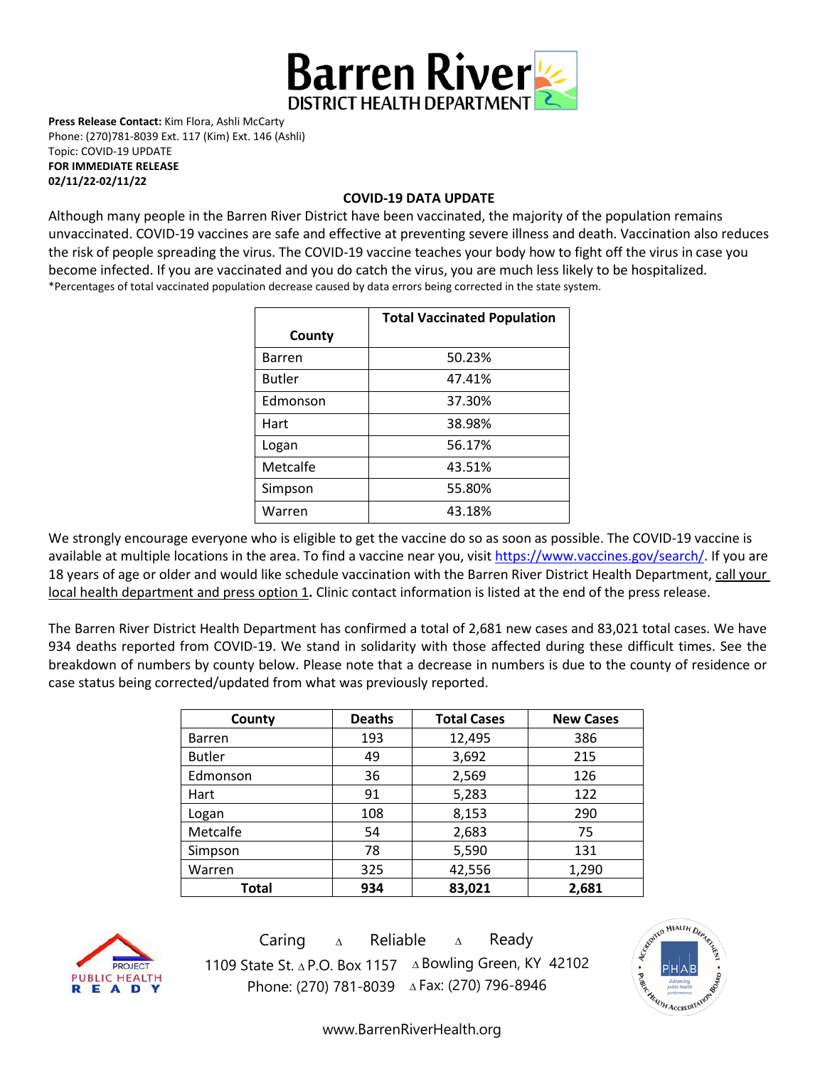# Barren River DISTRICT HEALTH DEPARTMENT

**Press Release Contact:** Kim Flora, Ashli McCarty
Phone: (270)781-8039 Ext. 117 (Kim) Ext. 146 (Ashli)
Topic: COVID-19 UPDATE
**FOR IMMEDIATE RELEASE**
**02/11/22-02/11/22**

## COVID-19 DATA UPDATE

Although many people in the Barren River District have been vaccinated, the majority of the population remains unvaccinated. COVID-19 vaccines are safe and effective at preventing severe illness and death. Vaccination also reduces the risk of people spreading the virus. The COVID-19 vaccine teaches your body how to fight off the virus in case you become infected. If you are vaccinated and you do catch the virus, you are much less likely to be hospitalized.
*Percentages of total vaccinated population decrease caused by data errors being corrected in the state system.

| County | Total Vaccinated Population |
|---|---|
| Barren | 50.23% |
| Butler | 47.41% |
| Edmonson | 37.30% |
| Hart | 38.98% |
| Logan | 56.17% |
| Metcalfe | 43.51% |
| Simpson | 55.80% |
| Warren | 43.18% |

We strongly encourage everyone who is eligible to get the vaccine do so as soon as possible. The COVID-19 vaccine is available at multiple locations in the area. To find a vaccine near you, visit https://www.vaccines.gov/search/. If you are 18 years of age or older and would like schedule vaccination with the Barren River District Health Department, call your local health department and press option 1**.** Clinic contact information is listed at the end of the press release.

The Barren River District Health Department has confirmed a total of 2,681 new cases and 83,021 total cases. We have 934 deaths reported from COVID-19. We stand in solidarity with those affected during these difficult times. See the breakdown of numbers by county below. Please note that a decrease in numbers is due to the county of residence or case status being corrected/updated from what was previously reported.

| County | Deaths | Total Cases | New Cases |
|---|---|---|---|
| Barren | 193 | 12,495 | 386 |
| Butler | 49 | 3,692 | 215 |
| Edmonson | 36 | 2,569 | 126 |
| Hart | 91 | 5,283 | 122 |
| Logan | 108 | 8,153 | 290 |
| Metcalfe | 54 | 2,683 | 75 |
| Simpson | 78 | 5,590 | 131 |
| Warren | 325 | 42,556 | 1,290 |
| **Total** | **934** | **83,021** | **2,681** |

Caring ∆ Reliable ∆ Ready
1109 State St. ∆ P.O. Box 1157 ∆ Bowling Green, KY 42102
Phone: (270) 781-8039 ∆ Fax: (270) 796-8946

www.BarrenRiverHealth.org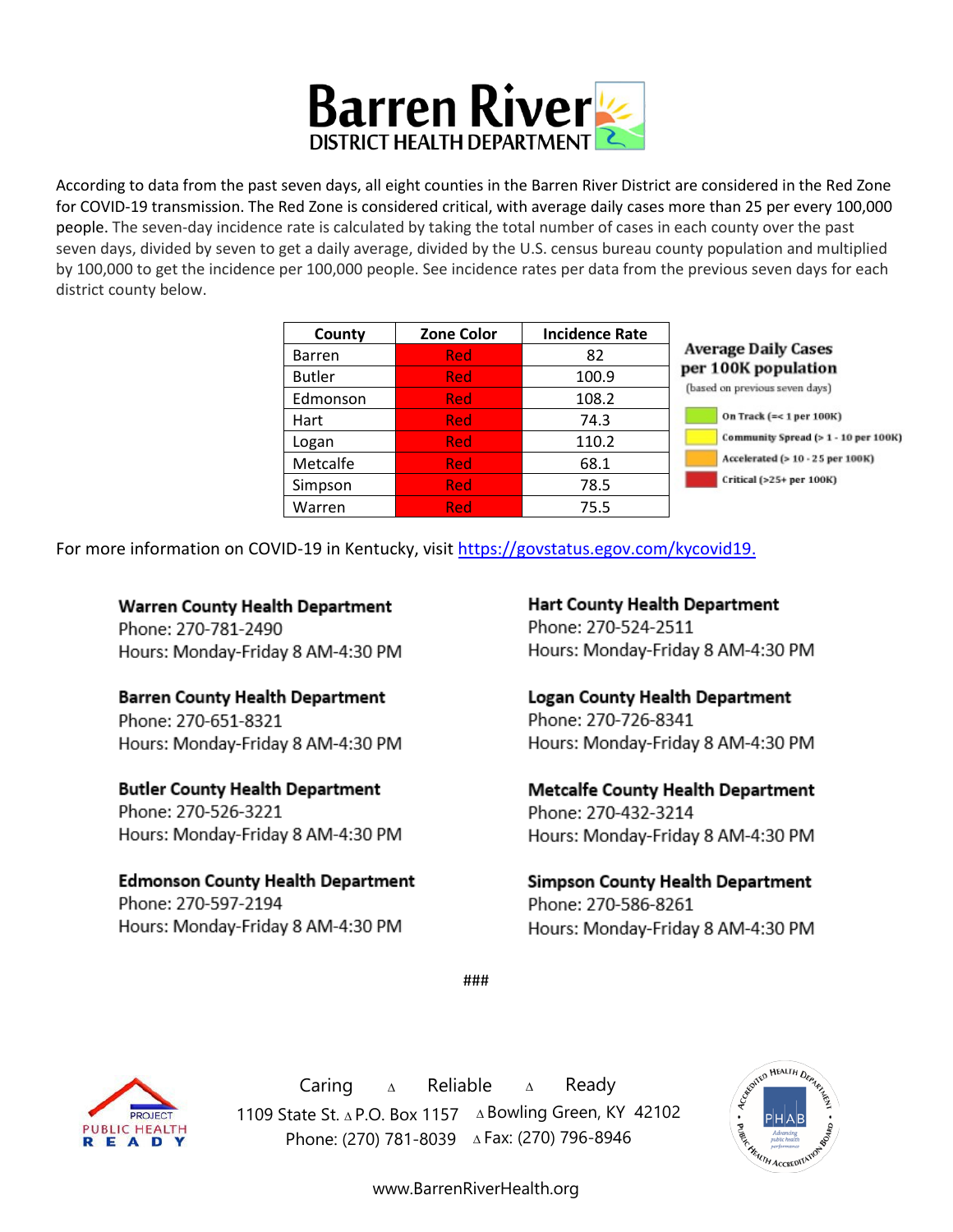# Barren River
DISTRICT HEALTH DEPARTMENT

According to data from the past seven days, all eight counties in the Barren River District are considered in the Red Zone for COVID-19 transmission. The Red Zone is considered critical, with average daily cases more than 25 per every 100,000 people. The seven-day incidence rate is calculated by taking the total number of cases in each county over the past seven days, divided by seven to get a daily average, divided by the U.S. census bureau county population and multiplied by 100,000 to get the incidence per 100,000 people. See incidence rates per data from the previous seven days for each district county below.

| County | Zone Color | Incidence Rate |
|---|---|---|
| Barren | Red | 82 |
| Butler | Red | 100.9 |
| Edmonson | Red | 108.2 |
| Hart | Red | 74.3 |
| Logan | Red | 110.2 |
| Metcalfe | Red | 68.1 |
| Simpson | Red | 78.5 |
| Warren | Red | 75.5 |

**Average Daily Cases per 100K population**
(based on previous seven days)

- On Track (=< 1 per 100K)
- Community Spread (> 1 - 10 per 100K)
- Accelerated (> 10 - 25 per 100K)
- Critical (>25+ per 100K)

For more information on COVID-19 in Kentucky, visit https://govstatus.egov.com/kycovid19.

**Warren County Health Department**
Phone: 270-781-2490
Hours: Monday-Friday 8 AM-4:30 PM

**Barren County Health Department**
Phone: 270-651-8321
Hours: Monday-Friday 8 AM-4:30 PM

**Butler County Health Department**
Phone: 270-526-3221
Hours: Monday-Friday 8 AM-4:30 PM

**Edmonson County Health Department**
Phone: 270-597-2194
Hours: Monday-Friday 8 AM-4:30 PM

**Hart County Health Department**
Phone: 270-524-2511
Hours: Monday-Friday 8 AM-4:30 PM

**Logan County Health Department**
Phone: 270-726-8341
Hours: Monday-Friday 8 AM-4:30 PM

**Metcalfe County Health Department**
Phone: 270-432-3214
Hours: Monday-Friday 8 AM-4:30 PM

**Simpson County Health Department**
Phone: 270-586-8261
Hours: Monday-Friday 8 AM-4:30 PM

###

Caring ∆ Reliable ∆ Ready
1109 State St. ∆ P.O. Box 1157 ∆ Bowling Green, KY 42102
Phone: (270) 781-8039 ∆ Fax: (270) 796-8946

www.BarrenRiverHealth.org